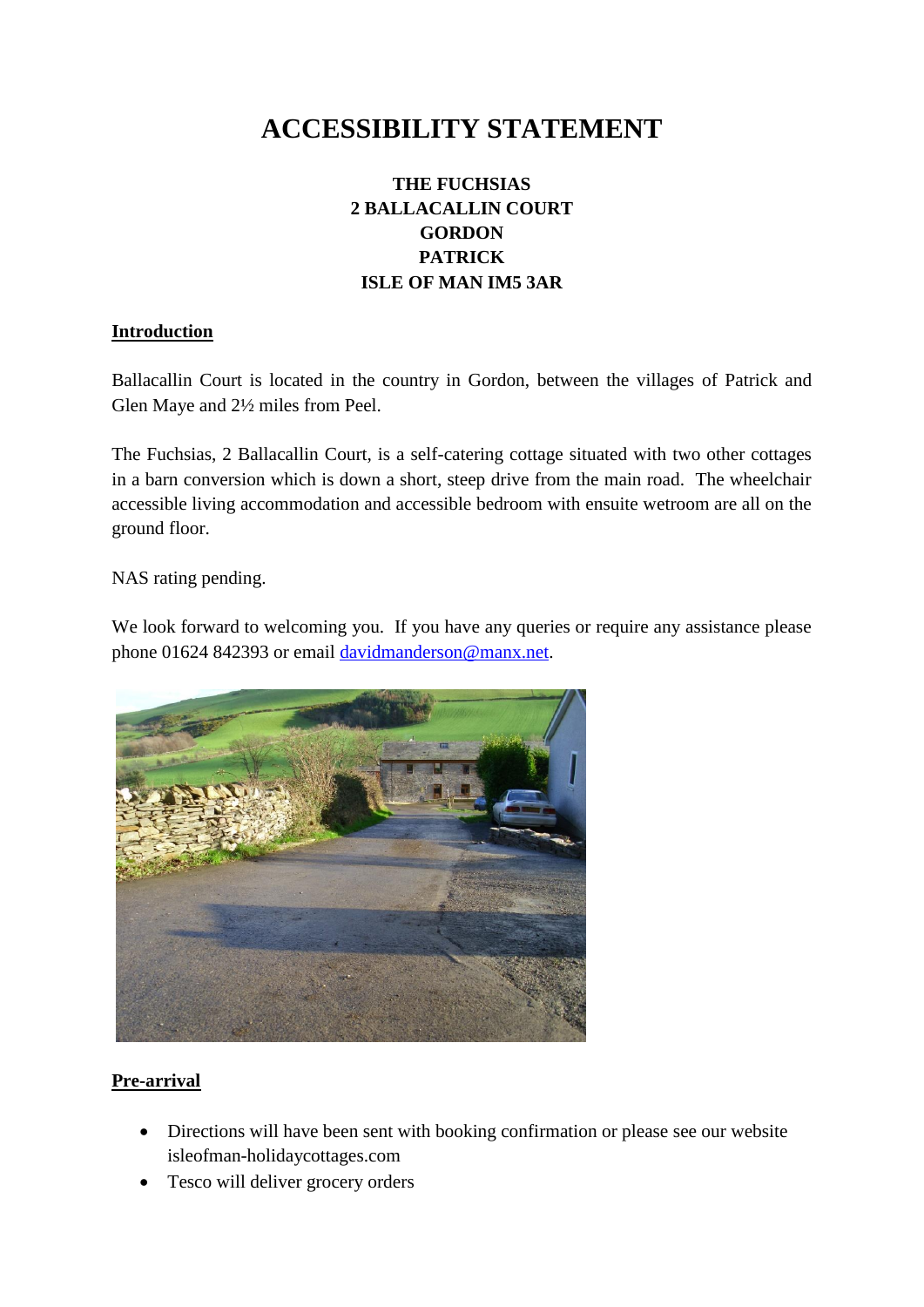# ACCESSIBILITY STATEMENT

**THE FUCHSIAS**
**2 BALLACALLIN COURT**
**GORDON**
**PATRICK**
**ISLE OF MAN IM5 3AR**

## Introduction

Ballacallin Court is located in the country in Gordon, between the villages of Patrick and Glen Maye and 2½ miles from Peel.

The Fuchsias, 2 Ballacallin Court, is a self-catering cottage situated with two other cottages in a barn conversion which is down a short, steep drive from the main road. The wheelchair accessible living accommodation and accessible bedroom with ensuite wetroom are all on the ground floor.

NAS rating pending.

We look forward to welcoming you. If you have any queries or require any assistance please phone 01624 842393 or email davidmanderson@manx.net.

## Pre-arrival

- Directions will have been sent with booking confirmation or please see our website isleofman-holidaycottages.com
- Tesco will deliver grocery orders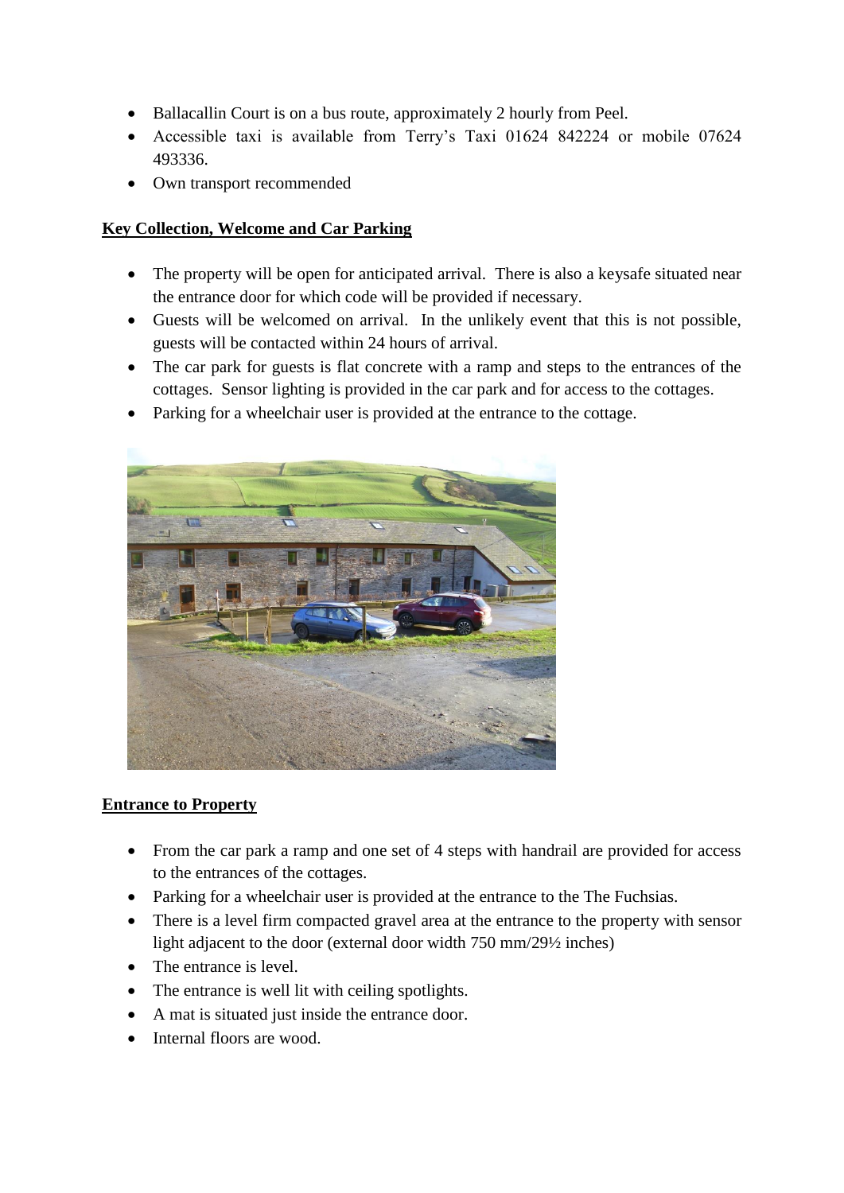- Ballacallin Court is on a bus route, approximately 2 hourly from Peel.
- Accessible taxi is available from Terry's Taxi 01624 842224 or mobile 07624 493336.
- Own transport recommended

## Key Collection, Welcome and Car Parking

- The property will be open for anticipated arrival. There is also a keysafe situated near the entrance door for which code will be provided if necessary.
- Guests will be welcomed on arrival. In the unlikely event that this is not possible, guests will be contacted within 24 hours of arrival.
- The car park for guests is flat concrete with a ramp and steps to the entrances of the cottages. Sensor lighting is provided in the car park and for access to the cottages.
- Parking for a wheelchair user is provided at the entrance to the cottage.

## Entrance to Property

- From the car park a ramp and one set of 4 steps with handrail are provided for access to the entrances of the cottages.
- Parking for a wheelchair user is provided at the entrance to the The Fuchsias.
- There is a level firm compacted gravel area at the entrance to the property with sensor light adjacent to the door (external door width 750 mm/29½ inches)
- The entrance is level.
- The entrance is well lit with ceiling spotlights.
- A mat is situated just inside the entrance door.
- Internal floors are wood.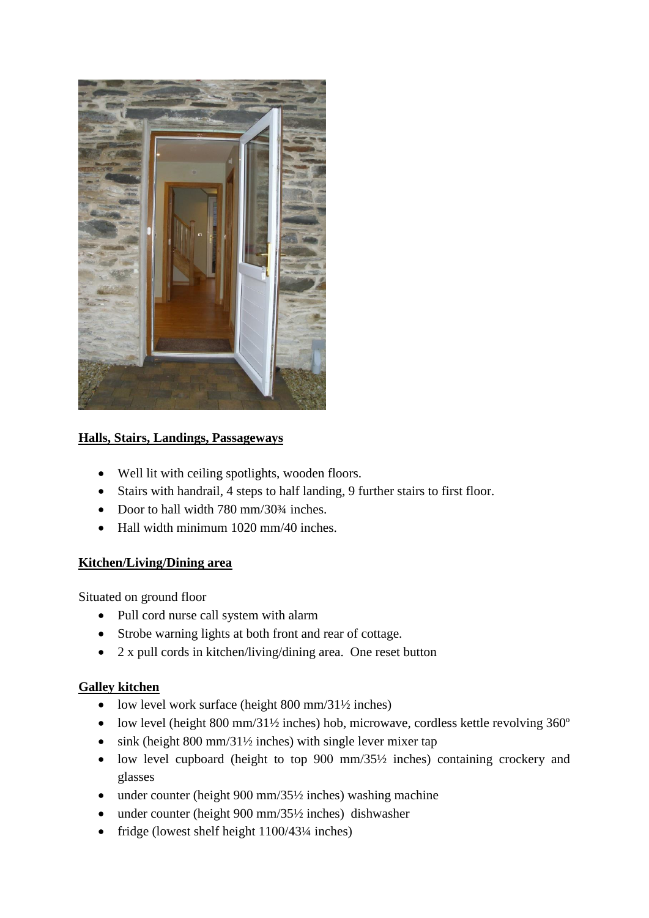**Halls, Stairs, Landings, Passageways**

- Well lit with ceiling spotlights, wooden floors.
- Stairs with handrail, 4 steps to half landing, 9 further stairs to first floor.
- Door to hall width 780 mm/30¾ inches.
- Hall width minimum 1020 mm/40 inches.

**Kitchen/Living/Dining area**

Situated on ground floor

- Pull cord nurse call system with alarm
- Strobe warning lights at both front and rear of cottage.
- 2 x pull cords in kitchen/living/dining area. One reset button

**Galley kitchen**

- low level work surface (height 800 mm/31½ inches)
- low level (height 800 mm/31½ inches) hob, microwave, cordless kettle revolving 360º
- sink (height 800 mm/31½ inches) with single lever mixer tap
- low level cupboard (height to top 900 mm/35½ inches) containing crockery and glasses
- under counter (height 900 mm/35½ inches) washing machine
- under counter (height 900 mm/35½ inches) dishwasher
- fridge (lowest shelf height 1100/43¼ inches)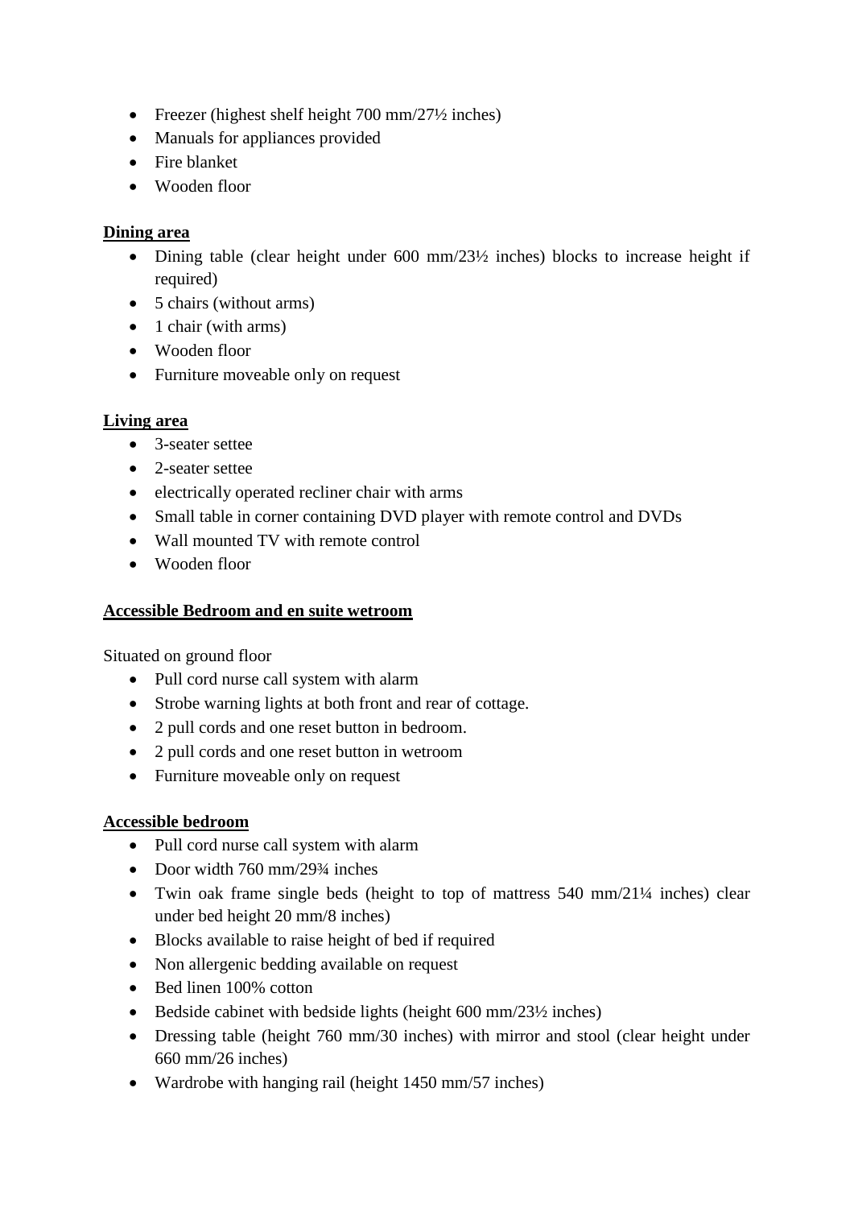- Freezer (highest shelf height 700 mm/27½ inches)
- Manuals for appliances provided
- Fire blanket
- Wooden floor

**Dining area**

- Dining table (clear height under 600 mm/23½ inches) blocks to increase height if required)
- 5 chairs (without arms)
- 1 chair (with arms)
- Wooden floor
- Furniture moveable only on request

**Living area**

- 3-seater settee
- 2-seater settee
- electrically operated recliner chair with arms
- Small table in corner containing DVD player with remote control and DVDs
- Wall mounted TV with remote control
- Wooden floor

**Accessible Bedroom and en suite wetroom**

Situated on ground floor

- Pull cord nurse call system with alarm
- Strobe warning lights at both front and rear of cottage.
- 2 pull cords and one reset button in bedroom.
- 2 pull cords and one reset button in wetroom
- Furniture moveable only on request

**Accessible bedroom**

- Pull cord nurse call system with alarm
- Door width 760 mm/29¾ inches
- Twin oak frame single beds (height to top of mattress 540 mm/21¼ inches) clear under bed height 20 mm/8 inches)
- Blocks available to raise height of bed if required
- Non allergenic bedding available on request
- Bed linen 100% cotton
- Bedside cabinet with bedside lights (height 600 mm/23½ inches)
- Dressing table (height 760 mm/30 inches) with mirror and stool (clear height under 660 mm/26 inches)
- Wardrobe with hanging rail (height 1450 mm/57 inches)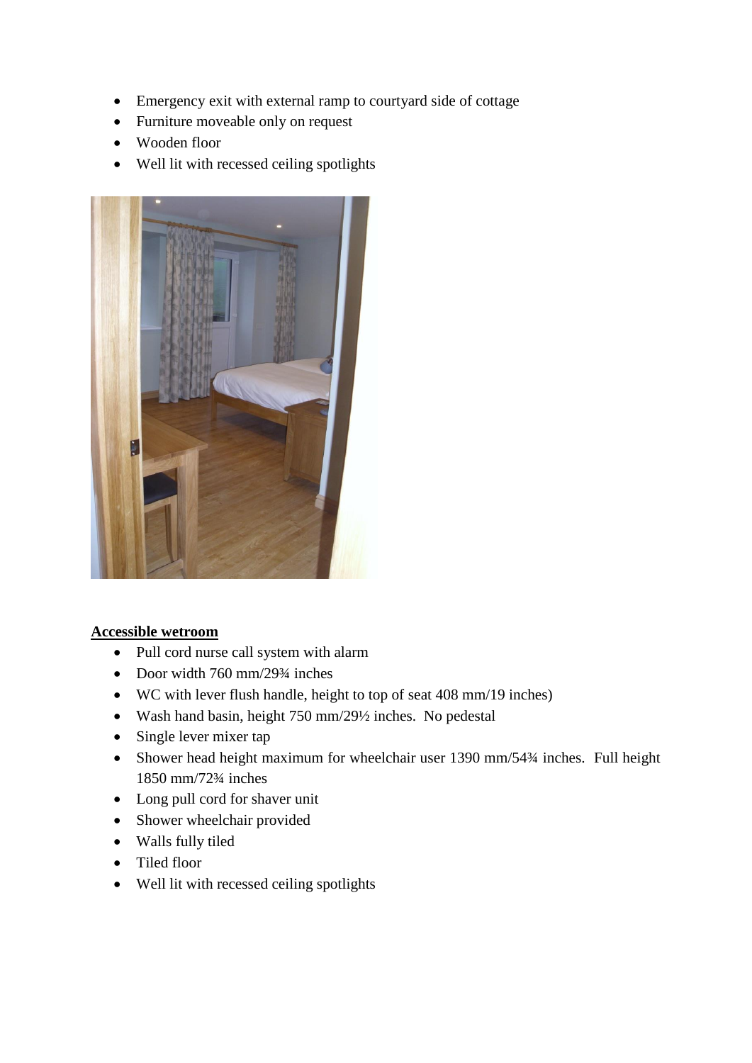- Emergency exit with external ramp to courtyard side of cottage
- Furniture moveable only on request
- Wooden floor
- Well lit with recessed ceiling spotlights

**Accessible wetroom**

- Pull cord nurse call system with alarm
- Door width 760 mm/29¾ inches
- WC with lever flush handle, height to top of seat 408 mm/19 inches)
- Wash hand basin, height 750 mm/29½ inches. No pedestal
- Single lever mixer tap
- Shower head height maximum for wheelchair user 1390 mm/54¾ inches. Full height 1850 mm/72¾ inches
- Long pull cord for shaver unit
- Shower wheelchair provided
- Walls fully tiled
- Tiled floor
- Well lit with recessed ceiling spotlights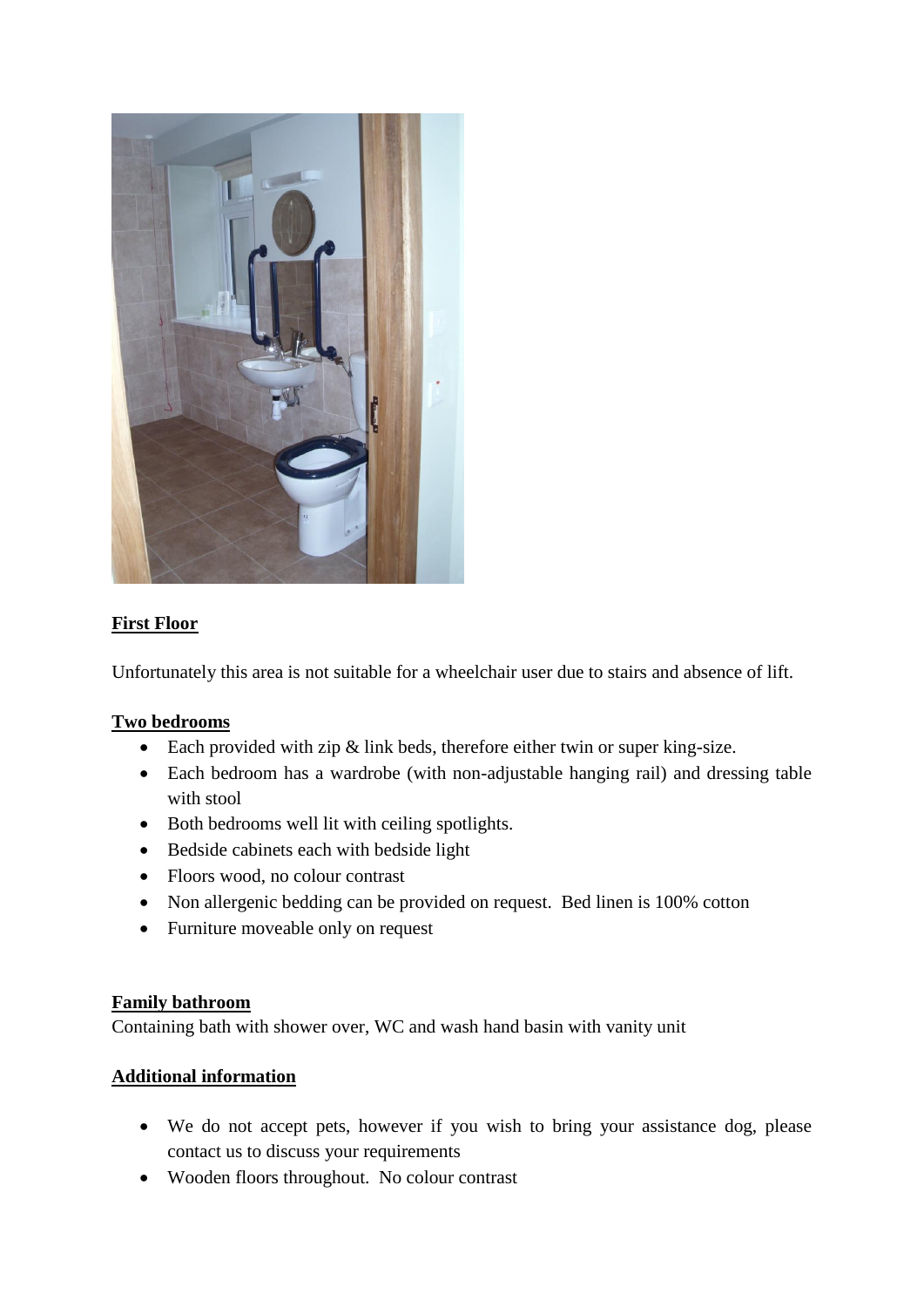## First Floor

Unfortunately this area is not suitable for a wheelchair user due to stairs and absence of lift.

### Two bedrooms

- Each provided with zip & link beds, therefore either twin or super king-size.
- Each bedroom has a wardrobe (with non-adjustable hanging rail) and dressing table with stool
- Both bedrooms well lit with ceiling spotlights.
- Bedside cabinets each with bedside light
- Floors wood, no colour contrast
- Non allergenic bedding can be provided on request. Bed linen is 100% cotton
- Furniture moveable only on request

### Family bathroom

Containing bath with shower over, WC and wash hand basin with vanity unit

### Additional information

- We do not accept pets, however if you wish to bring your assistance dog, please contact us to discuss your requirements
- Wooden floors throughout. No colour contrast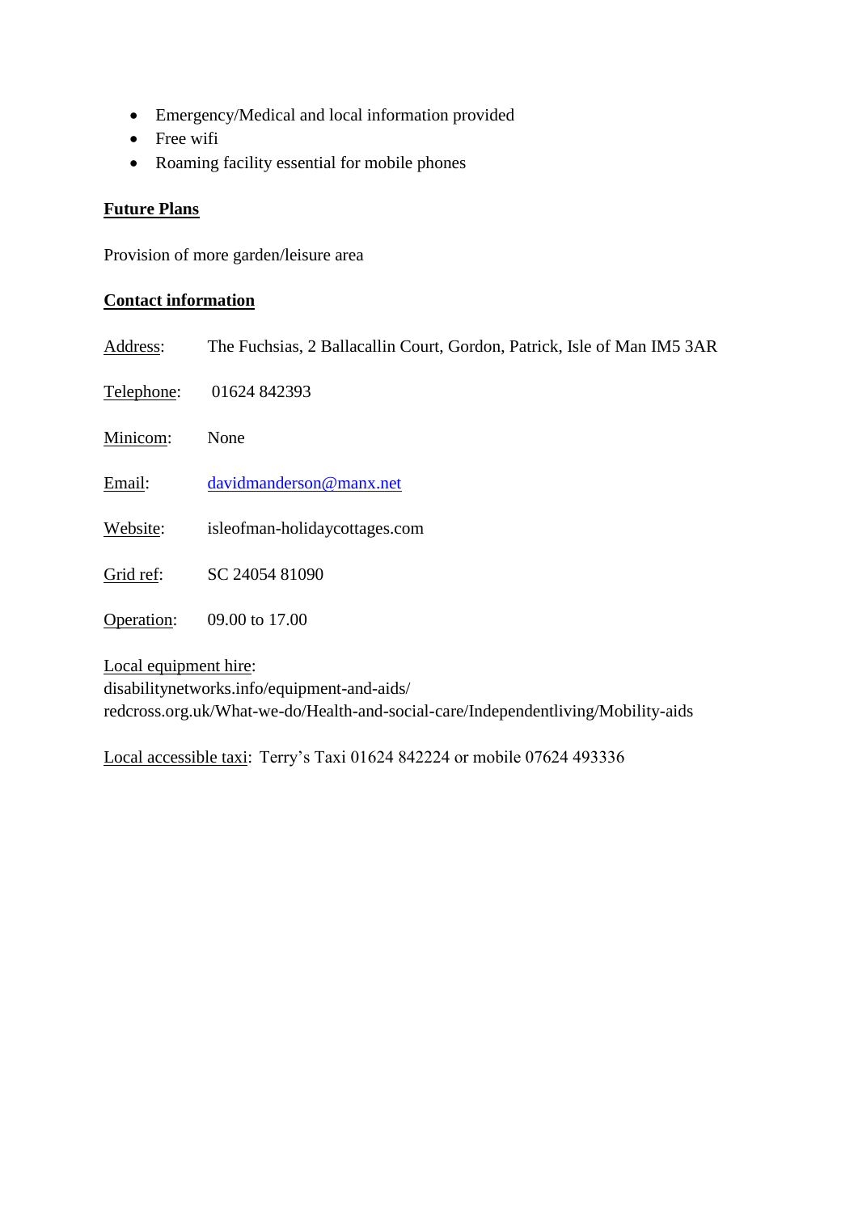- Emergency/Medical and local information provided
- Free wifi
- Roaming facility essential for mobile phones

## Future Plans

Provision of more garden/leisure area

## Contact information

Address: The Fuchsias, 2 Ballacallin Court, Gordon, Patrick, Isle of Man IM5 3AR

Telephone: 01624 842393

Minicom: None

Email: davidmanderson@manx.net

Website: isleofman-holidaycottages.com

Grid ref: SC 24054 81090

Operation: 09.00 to 17.00

Local equipment hire:
disabilitynetworks.info/equipment-and-aids/
redcross.org.uk/What-we-do/Health-and-social-care/Independentliving/Mobility-aids

Local accessible taxi: Terry's Taxi 01624 842224 or mobile 07624 493336